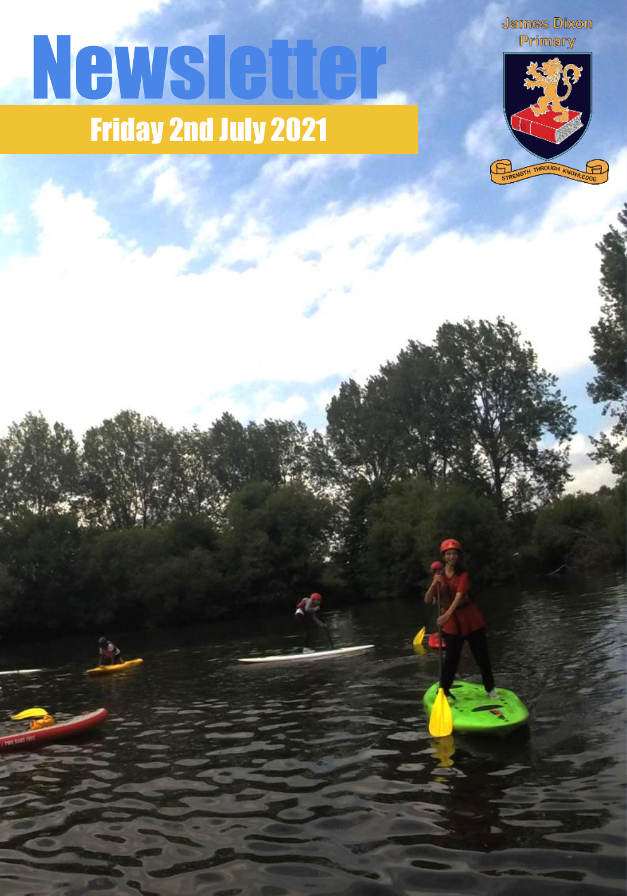# Newsletter

## Friday 2nd July 2021

James Dixon Primary

STRENGTH THROUGH KNOWLEDGE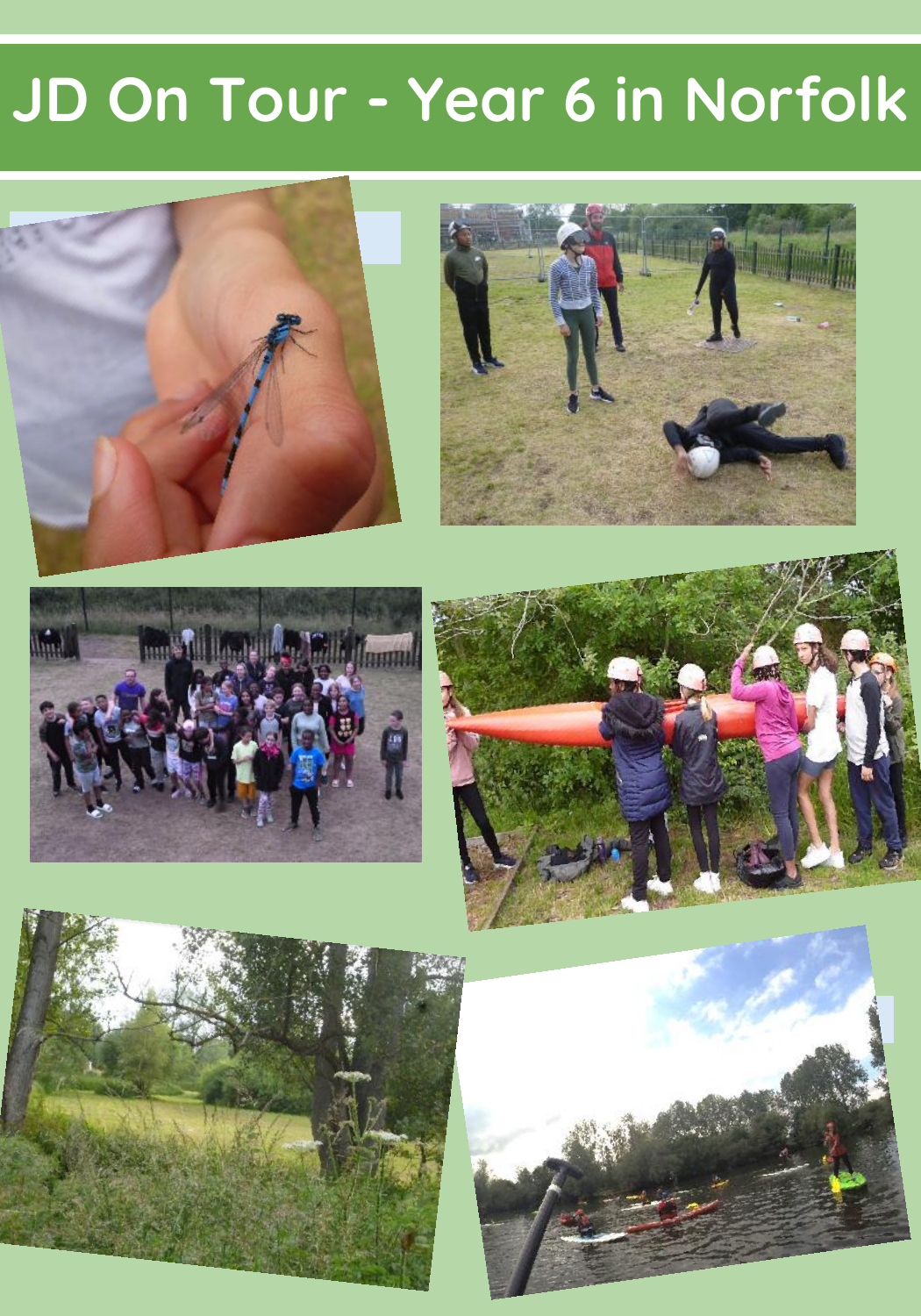# JD On Tour - Year 6 in Norfolk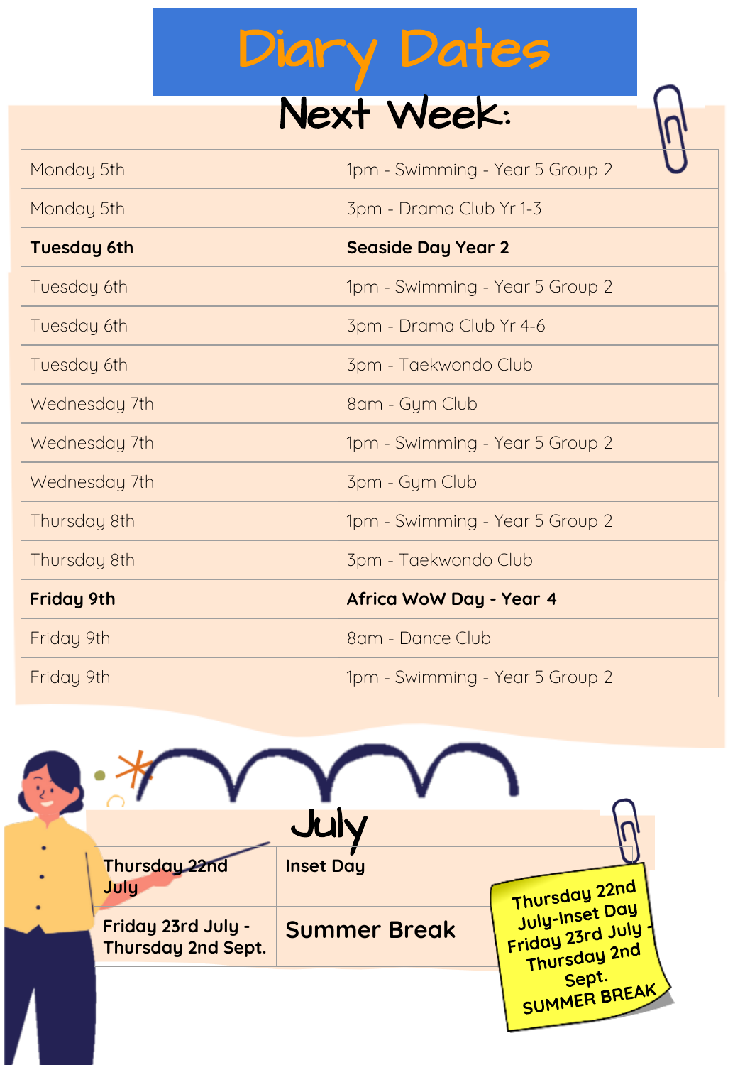# Diary Dates

## Next Week:

| | |
|---|---|
| Monday 5th | 1pm - Swimming - Year 5 Group 2 |
| Monday 5th | 3pm - Drama Club Yr 1-3 |
| **Tuesday 6th** | **Seaside Day Year 2** |
| Tuesday 6th | 1pm - Swimming - Year 5 Group 2 |
| Tuesday 6th | 3pm - Drama Club Yr 4-6 |
| Tuesday 6th | 3pm - Taekwondo Club |
| Wednesday 7th | 8am - Gym Club |
| Wednesday 7th | 1pm - Swimming - Year 5 Group 2 |
| Wednesday 7th | 3pm - Gym Club |
| Thursday 8th | 1pm - Swimming - Year 5 Group 2 |
| Thursday 8th | 3pm - Taekwondo Club |
| **Friday 9th** | **Africa WoW Day - Year 4** |
| Friday 9th | 8am - Dance Club |
| Friday 9th | 1pm - Swimming - Year 5 Group 2 |

## July

| | |
|---|---|
| **Thursday 22nd July** | **Inset Day** |
| **Friday 23rd July - Thursday 2nd Sept.** | **Summer Break** |

**Thursday 22nd July-Inset Day Friday 23rd July - Thursday 2nd Sept. SUMMER BREAK**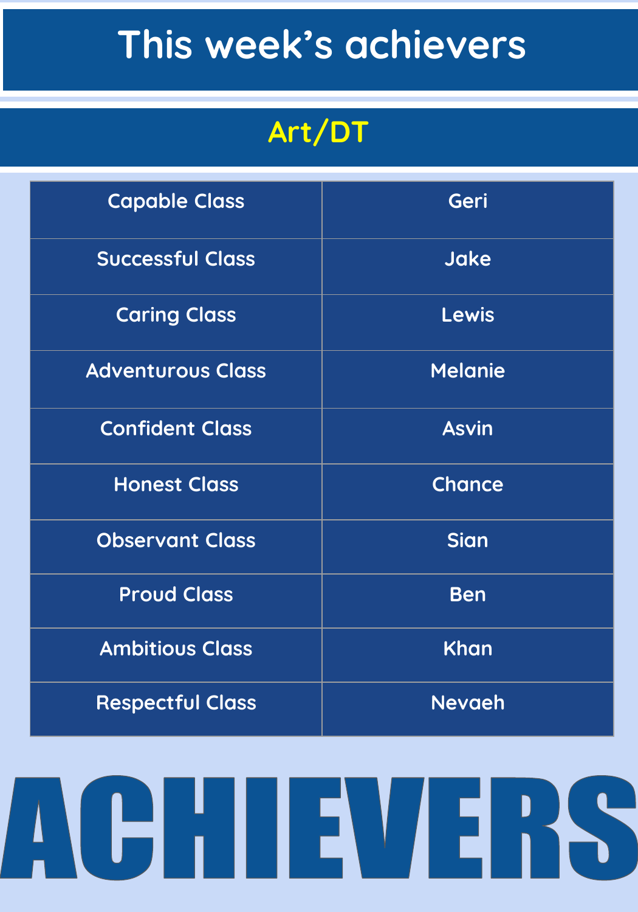# This week's achievers

## Art/DT

| Class | Achiever |
| --- | --- |
| Capable Class | Geri |
| Successful Class | Jake |
| Caring Class | Lewis |
| Adventurous Class | Melanie |
| Confident Class | Asvin |
| Honest Class | Chance |
| Observant Class | Sian |
| Proud Class | Ben |
| Ambitious Class | Khan |
| Respectful Class | Nevaeh |

# ACHIEVERS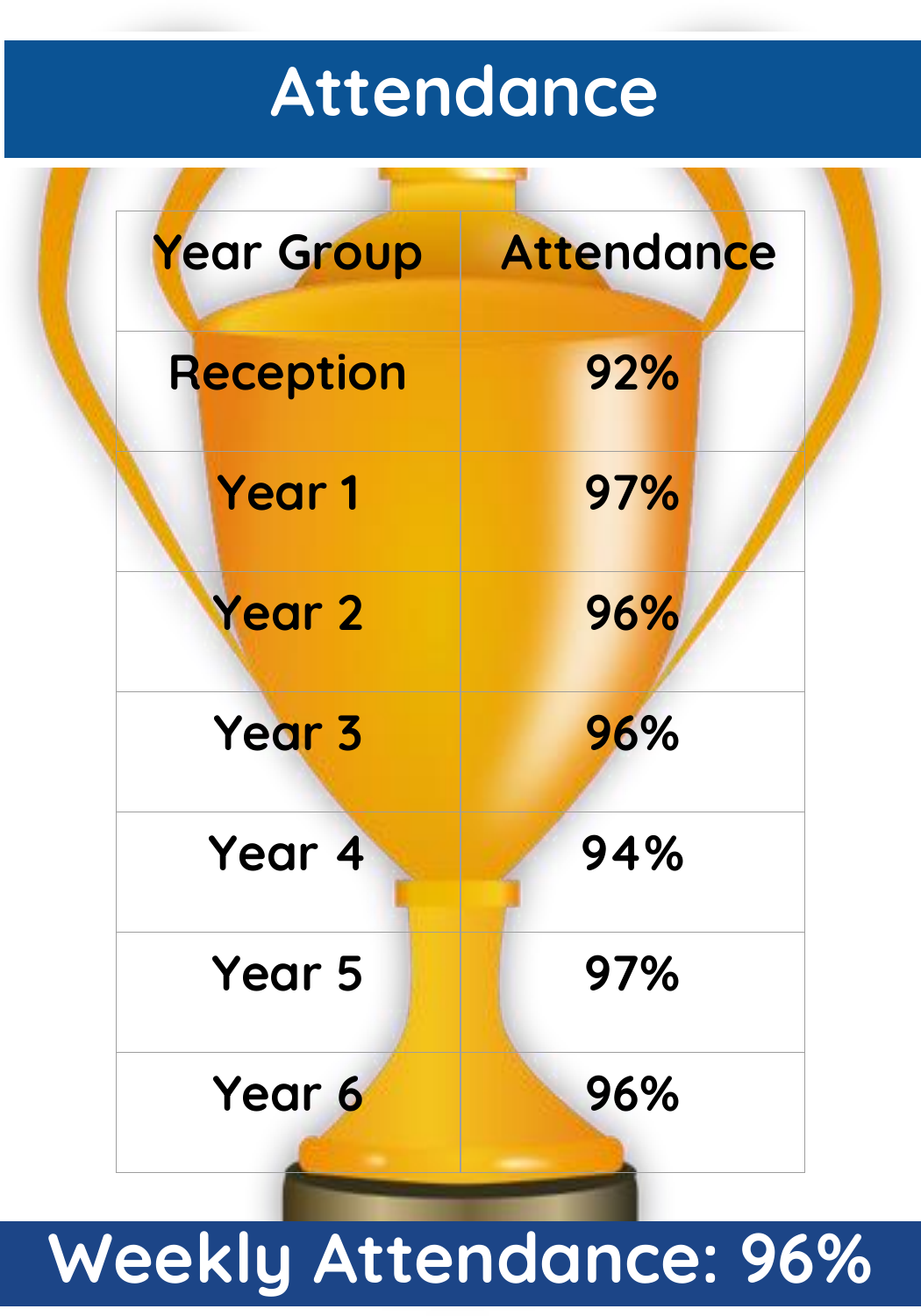# Attendance

| Year Group | Attendance |
|---|---|
| Reception | 92% |
| Year 1 | 97% |
| Year 2 | 96% |
| Year 3 | 96% |
| Year 4 | 94% |
| Year 5 | 97% |
| Year 6 | 96% |

**Weekly Attendance: 96%**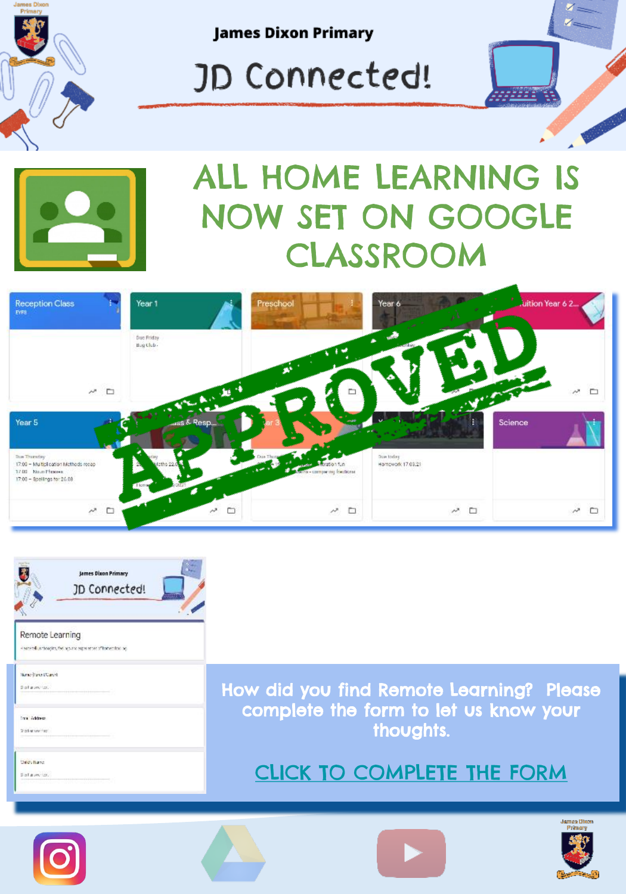James Dixon Primary

# JD Connected!

## ALL HOME LEARNING IS NOW SET ON GOOGLE CLASSROOM

APPROVED

How did you find Remote Learning? Please complete the form to let us know your thoughts.

CLICK TO COMPLETE THE FORM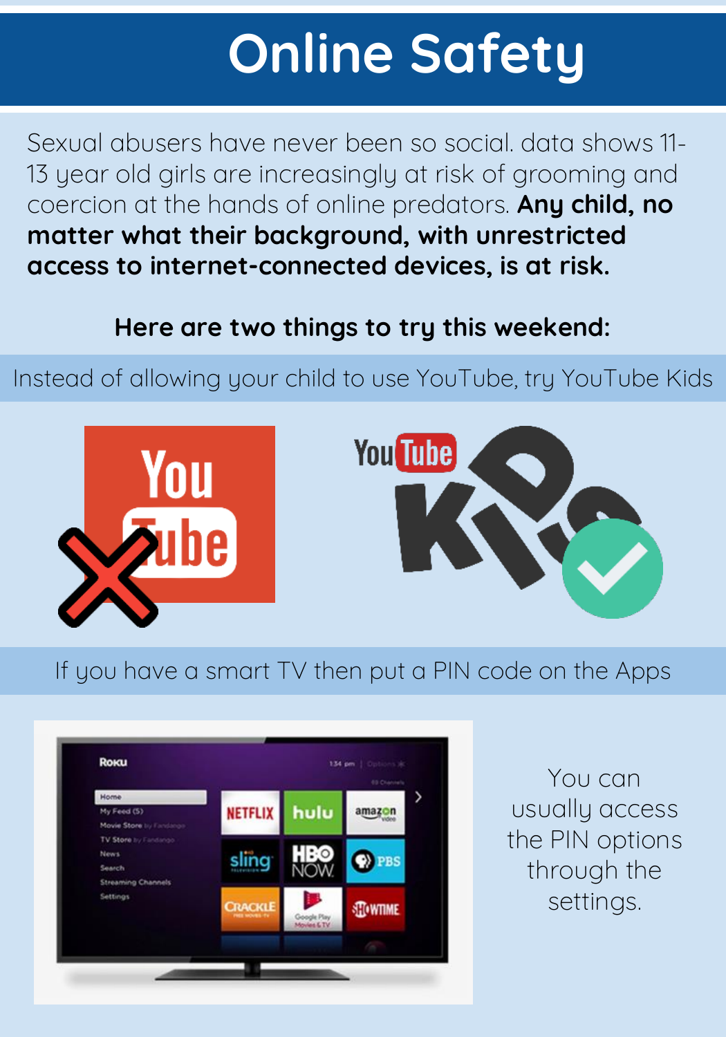# Online Safety

Sexual abusers have never been so social. data shows 11-13 year old girls are increasingly at risk of grooming and coercion at the hands of online predators. **Any child, no matter what their background, with unrestricted access to internet-connected devices, is at risk.**

**Here are two things to try this weekend:**

Instead of allowing your child to use YouTube, try YouTube Kids

If you have a smart TV then put a PIN code on the Apps

You can usually access the PIN options through the settings.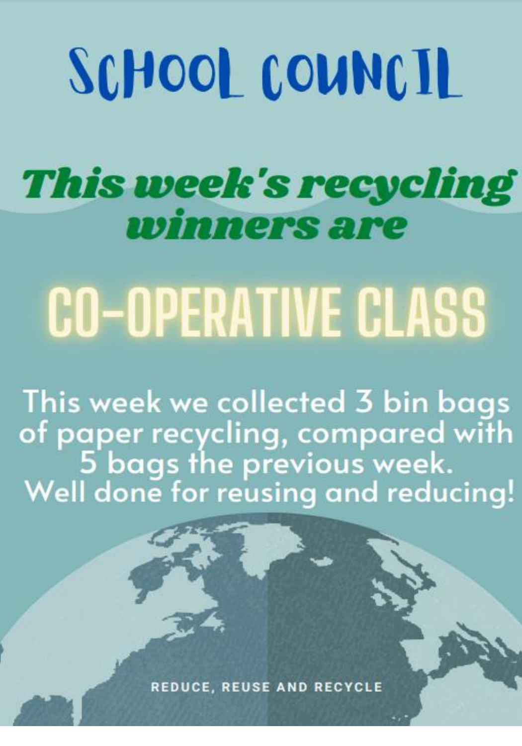# SCHOOL COUNCIL

## *This week's recycling winners are*

# CO-OPERATIVE CLASS

This week we collected 3 bin bags of paper recycling, compared with 5 bags the previous week. Well done for reusing and reducing!

REDUCE, REUSE AND RECYCLE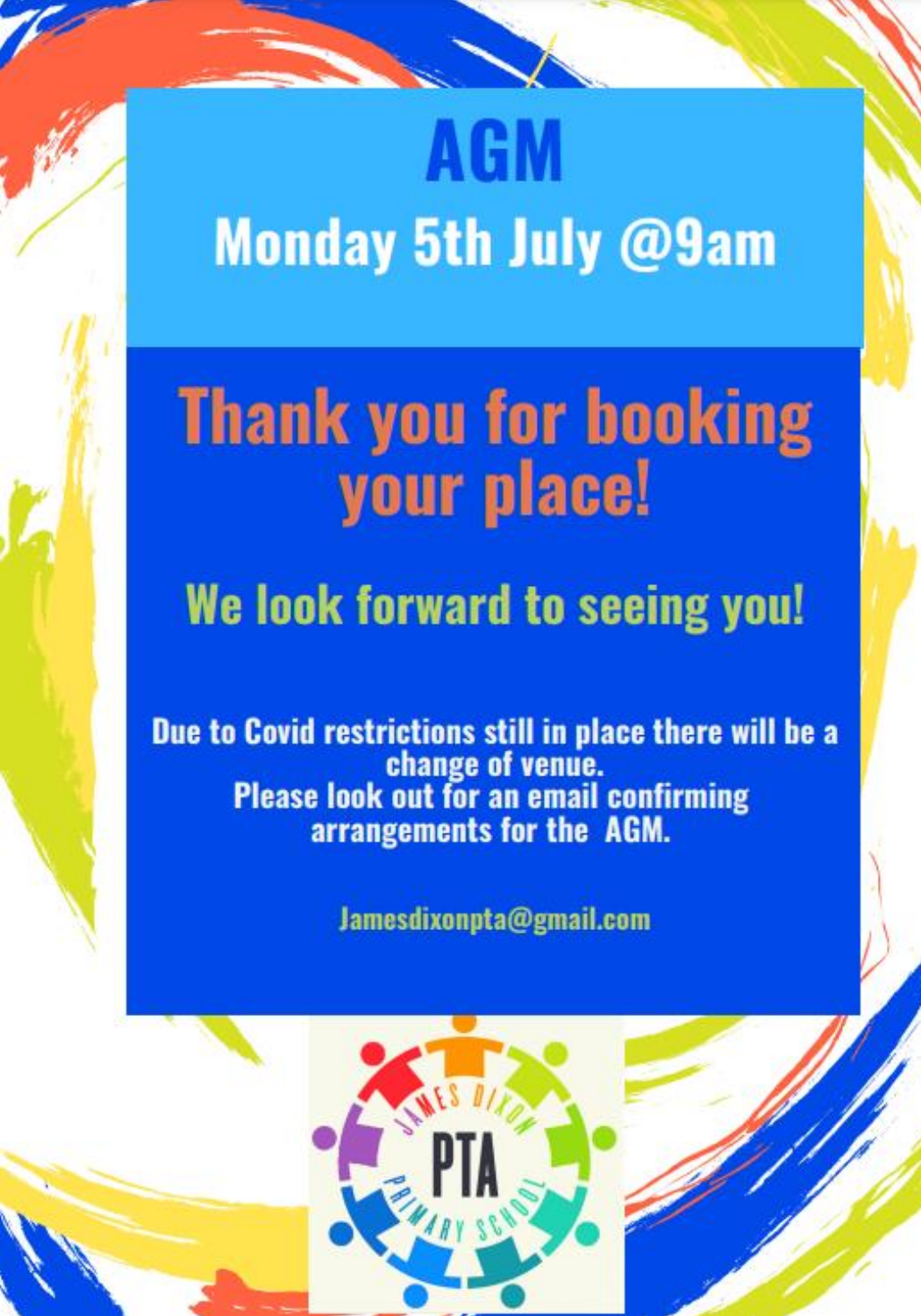# AGM

## Monday 5th July @9am

## Thank you for booking your place!

### We look forward to seeing you!

**Due to Covid restrictions still in place there will be a change of venue.**
**Please look out for an email confirming arrangements for the AGM.**

Jamesdixonpta@gmail.com

JAMES DIXON PRIMARY SCHOOL PTA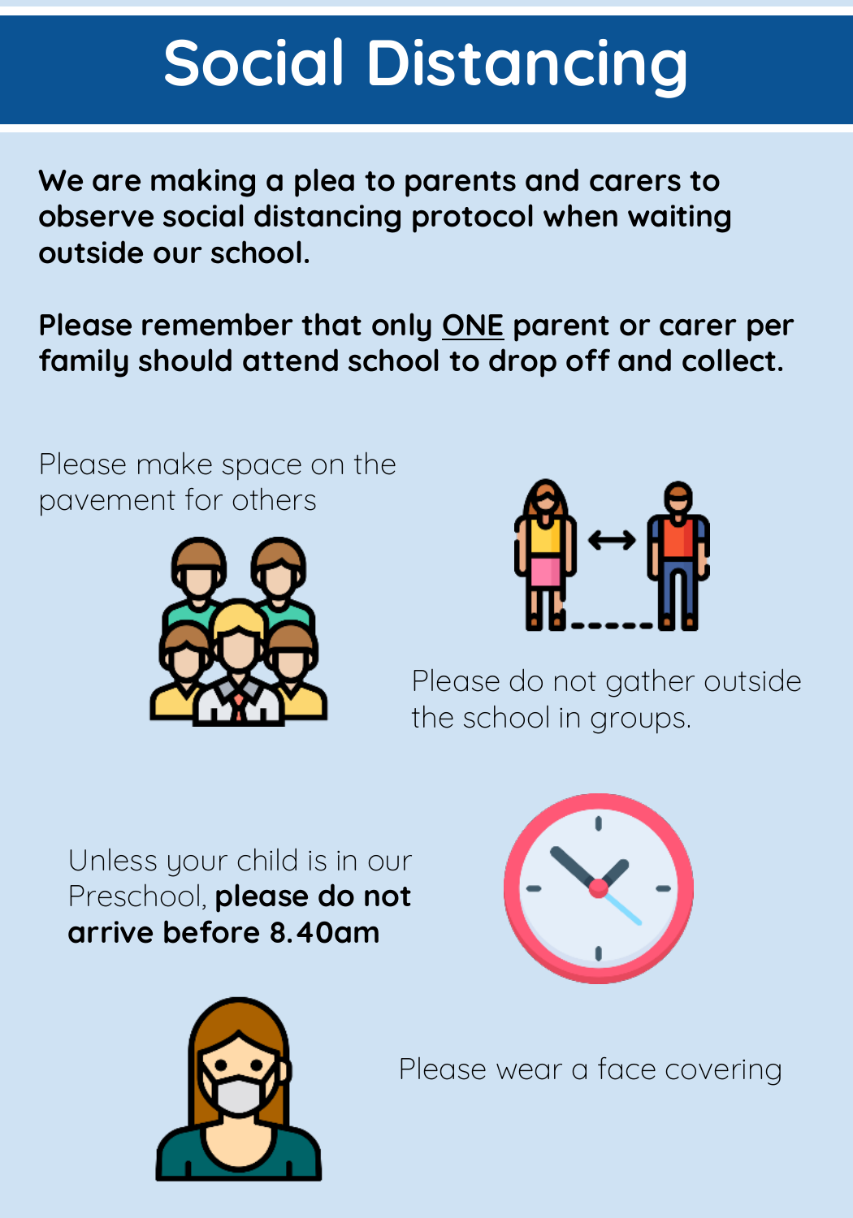# Social Distancing

**We are making a plea to parents and carers to observe social distancing protocol when waiting outside our school.**

**Please remember that only <u>ONE</u> parent or carer per family should attend school to drop off and collect.**

Please make space on the pavement for others

Please do not gather outside the school in groups.

Unless your child is in our Preschool, **please do not arrive before 8.40am**

Please wear a face covering